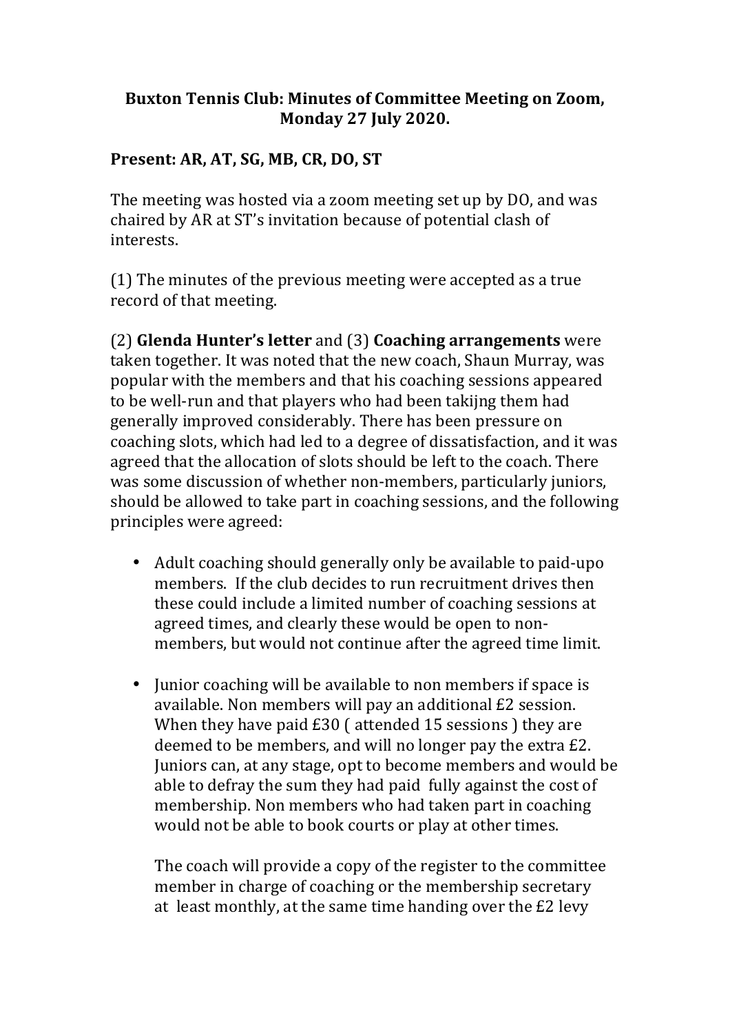**Buxton Tennis Club: Minutes of Committee Meeting on Zoom, Monday 27 July 2020.**

**Present: AR, AT, SG, MB, CR, DO, ST**

The meeting was hosted via a zoom meeting set up by DO, and was chaired by AR at ST's invitation because of potential clash of interests.

(1) The minutes of the previous meeting were accepted as a true record of that meeting.

(2) **Glenda Hunter's letter** and (3) **Coaching arrangements** were taken together. It was noted that the new coach, Shaun Murray, was popular with the members and that his coaching sessions appeared to be well-run and that players who had been takijng them had generally improved considerably. There has been pressure on coaching slots, which had led to a degree of dissatisfaction, and it was agreed that the allocation of slots should be left to the coach. There was some discussion of whether non-members, particularly juniors, should be allowed to take part in coaching sessions, and the following principles were agreed:

- Adult coaching should generally only be available to paid-upo members. If the club decides to run recruitment drives then these could include a limited number of coaching sessions at agreed times, and clearly these would be open to non-members, but would not continue after the agreed time limit.

- Junior coaching will be available to non members if space is available. Non members will pay an additional £2 session. When they have paid £30 ( attended 15 sessions ) they are deemed to be members, and will no longer pay the extra £2. Juniors can, at any stage, opt to become members and would be able to defray the sum they had paid fully against the cost of membership. Non members who had taken part in coaching would not be able to book courts or play at other times.

  The coach will provide a copy of the register to the committee member in charge of coaching or the membership secretary at least monthly, at the same time handing over the £2 levy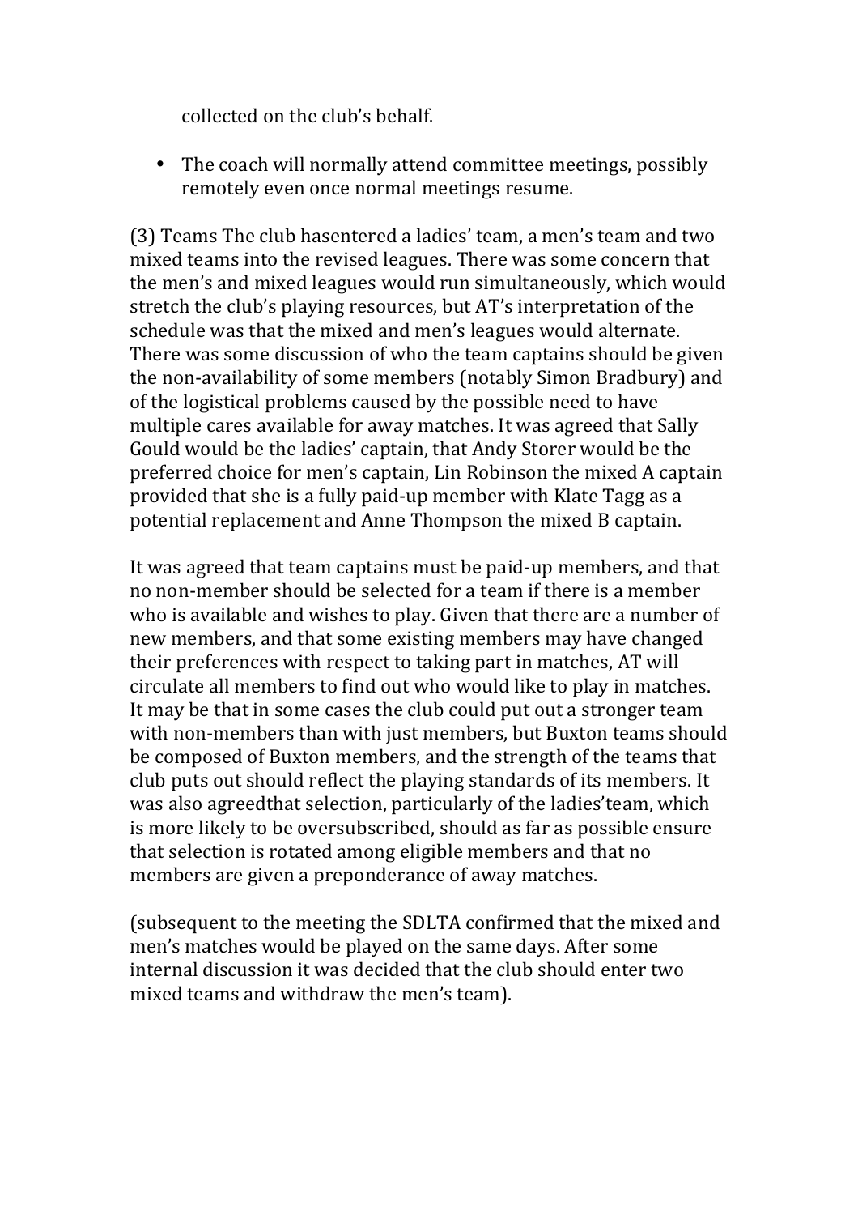collected on the club's behalf.

- The coach will normally attend committee meetings, possibly remotely even once normal meetings resume.

(3) Teams The club hasentered a ladies' team, a men's team and two mixed teams into the revised leagues. There was some concern that the men's and mixed leagues would run simultaneously, which would stretch the club's playing resources, but AT's interpretation of the schedule was that the mixed and men's leagues would alternate. There was some discussion of who the team captains should be given the non-availability of some members (notably Simon Bradbury) and of the logistical problems caused by the possible need to have multiple cares available for away matches. It was agreed that Sally Gould would be the ladies' captain, that Andy Storer would be the preferred choice for men's captain, Lin Robinson the mixed A captain provided that she is a fully paid-up member with Klate Tagg as a potential replacement and Anne Thompson the mixed B captain.

It was agreed that team captains must be paid-up members, and that no non-member should be selected for a team if there is a member who is available and wishes to play. Given that there are a number of new members, and that some existing members may have changed their preferences with respect to taking part in matches, AT will circulate all members to find out who would like to play in matches. It may be that in some cases the club could put out a stronger team with non-members than with just members, but Buxton teams should be composed of Buxton members, and the strength of the teams that club puts out should reflect the playing standards of its members. It was also agreedthat selection, particularly of the ladies'team, which is more likely to be oversubscribed, should as far as possible ensure that selection is rotated among eligible members and that no members are given a preponderance of away matches.

(subsequent to the meeting the SDLTA confirmed that the mixed and men's matches would be played on the same days. After some internal discussion it was decided that the club should enter two mixed teams and withdraw the men's team).